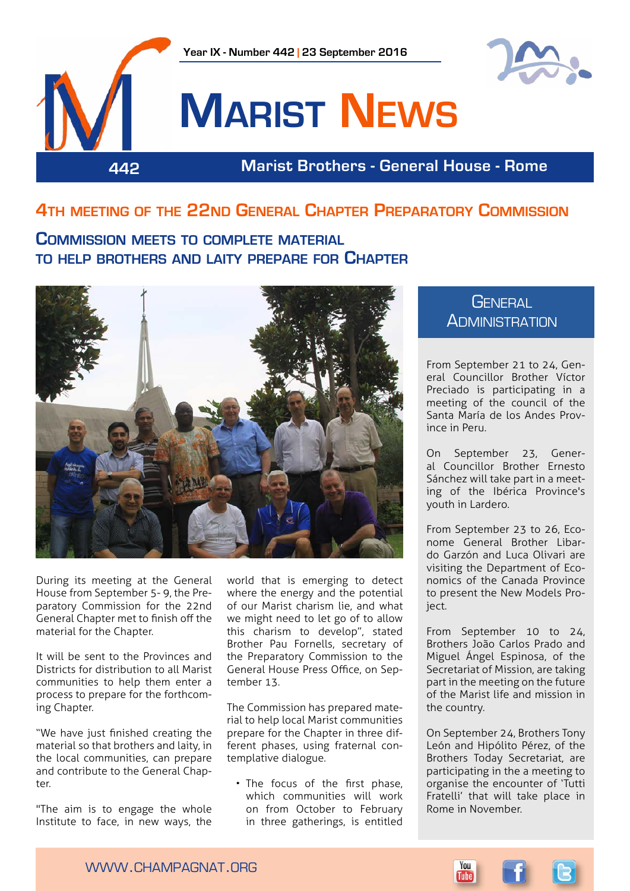Year IX - Number 442 | 23 September 2016

# Marist News

442 — Marist Brothers - General House - Rome

## 4th meeting of the 22nd General Chapter Preparatory Commission

### Commission meets to complete material to help brothers and laity prepare for Chapter

During its meeting at the General House from September 5- 9, the Preparatory Commission for the 22nd General Chapter met to finish off the material for the Chapter.

It will be sent to the Provinces and Districts for distribution to all Marist communities to help them enter a process to prepare for the forthcoming Chapter.

"We have just finished creating the material so that brothers and laity, in the local communities, can prepare and contribute to the General Chapter.

"The aim is to engage the whole Institute to face, in new ways, the world that is emerging to detect where the energy and the potential of our Marist charism lie, and what we might need to let go of to allow this charism to develop", stated Brother Pau Fornells, secretary of the Preparatory Commission to the General House Press Office, on September 13.

The Commission has prepared material to help local Marist communities prepare for the Chapter in three different phases, using fraternal contemplative dialogue.

- The focus of the first phase, which communities will work on from October to February in three gatherings, is entitled

## General Administration

From September 21 to 24, General Councillor Brother Víctor Preciado is participating in a meeting of the council of the Santa María de los Andes Province in Peru.

On September 23, General Councillor Brother Ernesto Sánchez will take part in a meeting of the Ibérica Province's youth in Lardero.

From September 23 to 26, Econome General Brother Libardo Garzón and Luca Olivari are visiting the Department of Economics of the Canada Province to present the New Models Project.

From September 10 to 24, Brothers João Carlos Prado and Miguel Ángel Espinosa, of the Secretariat of Mission, are taking part in the meeting on the future of the Marist life and mission in the country.

On September 24, Brothers Tony León and Hipólito Pérez, of the Brothers Today Secretariat, are participating in the a meeting to organise the encounter of 'Tutti Fratelli' that will take place in Rome in November.

WWW.CHAMPAGNAT.ORG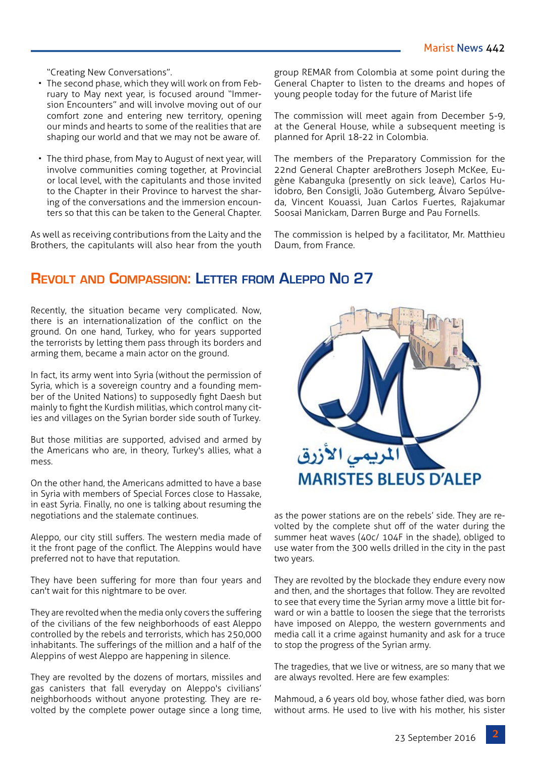"Creating New Conversations".

- The second phase, which they will work on from February to May next year, is focused around "Immersion Encounters" and will involve moving out of our comfort zone and entering new territory, opening our minds and hearts to some of the realities that are shaping our world and that we may not be aware of.
- The third phase, from May to August of next year, will involve communities coming together, at Provincial or local level, with the capitulants and those invited to the Chapter in their Province to harvest the sharing of the conversations and the immersion encounters so that this can be taken to the General Chapter.

As well as receiving contributions from the Laity and the Brothers, the capitulants will also hear from the youth group REMAR from Colombia at some point during the General Chapter to listen to the dreams and hopes of young people today for the future of Marist life

The commission will meet again from December 5-9, at the General House, while a subsequent meeting is planned for April 18-22 in Colombia.

The members of the Preparatory Commission for the 22nd General Chapter areBrothers Joseph McKee, Eugène Kabanguka (presently on sick leave), Carlos Huidobro, Ben Consigli, João Gutemberg, Álvaro Sepúlveda, Vincent Kouassi, Juan Carlos Fuertes, Rajakumar Soosai Manickam, Darren Burge and Pau Fornells.

The commission is helped by a facilitator, Mr. Matthieu Daum, from France.

## Revolt and Compassion: Letter from Aleppo No 27

Recently, the situation became very complicated. Now, there is an internationalization of the conflict on the ground. On one hand, Turkey, who for years supported the terrorists by letting them pass through its borders and arming them, became a main actor on the ground.

In fact, its army went into Syria (without the permission of Syria, which is a sovereign country and a founding member of the United Nations) to supposedly fight Daesh but mainly to fight the Kurdish militias, which control many cities and villages on the Syrian border side south of Turkey.

But those militias are supported, advised and armed by the Americans who are, in theory, Turkey's allies, what a mess.

On the other hand, the Americans admitted to have a base in Syria with members of Special Forces close to Hassake, in east Syria. Finally, no one is talking about resuming the negotiations and the stalemate continues.

Aleppo, our city still suffers. The western media made of it the front page of the conflict. The Aleppins would have preferred not to have that reputation.

They have been suffering for more than four years and can't wait for this nightmare to be over.

They are revolted when the media only covers the suffering of the civilians of the few neighborhoods of east Aleppo controlled by the rebels and terrorists, which has 250,000 inhabitants. The sufferings of the million and a half of the Aleppins of west Aleppo are happening in silence.

They are revolted by the dozens of mortars, missiles and gas canisters that fall everyday on Aleppo's civilians' neighborhoods without anyone protesting. They are revolted by the complete power outage since a long time, as the power stations are on the rebels' side. They are revolted by the complete shut off of the water during the summer heat waves (40c/ 104F in the shade), obliged to use water from the 300 wells drilled in the city in the past two years.

They are revolted by the blockade they endure every now and then, and the shortages that follow. They are revolted to see that every time the Syrian army move a little bit forward or win a battle to loosen the siege that the terrorists have imposed on Aleppo, the western governments and media call it a crime against humanity and ask for a truce to stop the progress of the Syrian army.

The tragedies, that we live or witness, are so many that we are always revolted. Here are few examples:

Mahmoud, a 6 years old boy, whose father died, was born without arms. He used to live with his mother, his sister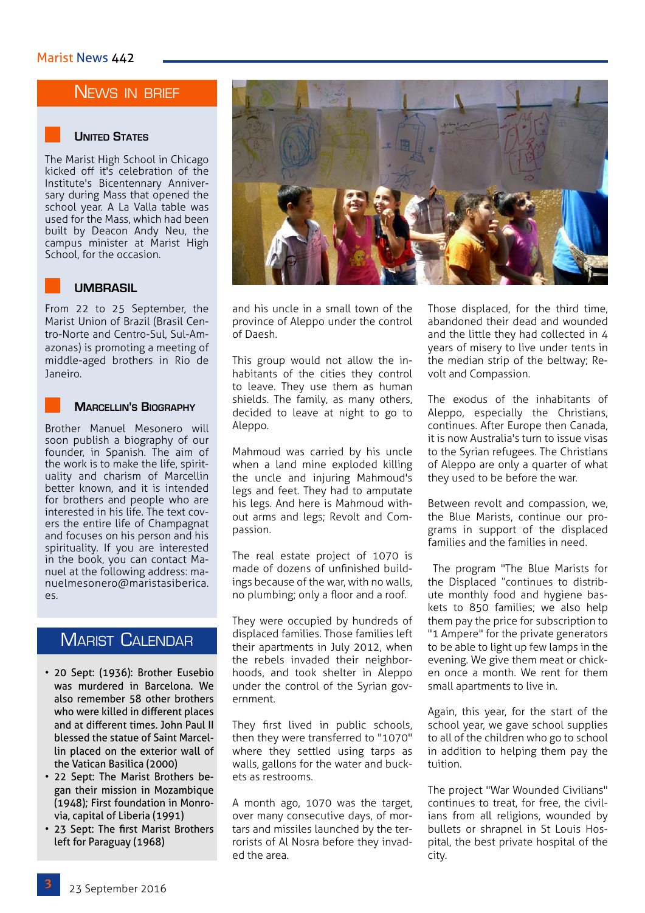## News in brief

### United States

The Marist High School in Chicago kicked off it's celebration of the Institute's Bicentennary Anniversary during Mass that opened the school year. A La Valla table was used for the Mass, which had been built by Deacon Andy Neu, the campus minister at Marist High School, for the occasion.

### UMBRASIL

From 22 to 25 September, the Marist Union of Brazil (Brasil Centro-Norte and Centro-Sul, Sul-Amazonas) is promoting a meeting of middle-aged brothers in Rio de Janeiro.

### Marcellin's Biography

Brother Manuel Mesonero will soon publish a biography of our founder, in Spanish. The aim of the work is to make the life, spirituality and charism of Marcellin better known, and it is intended for brothers and people who are interested in his life. The text covers the entire life of Champagnat and focuses on his person and his spirituality. If you are interested in the book, you can contact Manuel at the following address: manuelmesonero@maristasiberica.es.

## Marist Calendar

- 20 Sept: (1936): Brother Eusebio was murdered in Barcelona. We also remember 58 other brothers who were killed in different places and at different times. John Paul II blessed the statue of Saint Marcellin placed on the exterior wall of the Vatican Basilica (2000)
- 22 Sept: The Marist Brothers began their mission in Mozambique (1948); First foundation in Monrovia, capital of Liberia (1991)
- 23 Sept: The first Marist Brothers left for Paraguay (1968)

and his uncle in a small town of the province of Aleppo under the control of Daesh.

This group would not allow the inhabitants of the cities they control to leave. They use them as human shields. The family, as many others, decided to leave at night to go to Aleppo.

Mahmoud was carried by his uncle when a land mine exploded killing the uncle and injuring Mahmoud's legs and feet. They had to amputate his legs. And here is Mahmoud without arms and legs; Revolt and Compassion.

The real estate project of 1070 is made of dozens of unfinished buildings because of the war, with no walls, no plumbing; only a floor and a roof.

They were occupied by hundreds of displaced families. Those families left their apartments in July 2012, when the rebels invaded their neighborhoods, and took shelter in Aleppo under the control of the Syrian government.

They first lived in public schools, then they were transferred to "1070" where they settled using tarps as walls, gallons for the water and buckets as restrooms.

A month ago, 1070 was the target, over many consecutive days, of mortars and missiles launched by the terrorists of Al Nosra before they invaded the area.

Those displaced, for the third time, abandoned their dead and wounded and the little they had collected in 4 years of misery to live under tents in the median strip of the beltway; Revolt and Compassion.

The exodus of the inhabitants of Aleppo, especially the Christians, continues. After Europe then Canada, it is now Australia's turn to issue visas to the Syrian refugees. The Christians of Aleppo are only a quarter of what they used to be before the war.

Between revolt and compassion, we, the Blue Marists, continue our programs in support of the displaced families and the families in need.

The program "The Blue Marists for the Displaced "continues to distribute monthly food and hygiene baskets to 850 families; we also help them pay the price for subscription to "1 Ampere" for the private generators to be able to light up few lamps in the evening. We give them meat or chicken once a month. We rent for them small apartments to live in.

Again, this year, for the start of the school year, we gave school supplies to all of the children who go to school in addition to helping them pay the tuition.

The project "War Wounded Civilians" continues to treat, for free, the civilians from all religions, wounded by bullets or shrapnel in St Louis Hospital, the best private hospital of the city.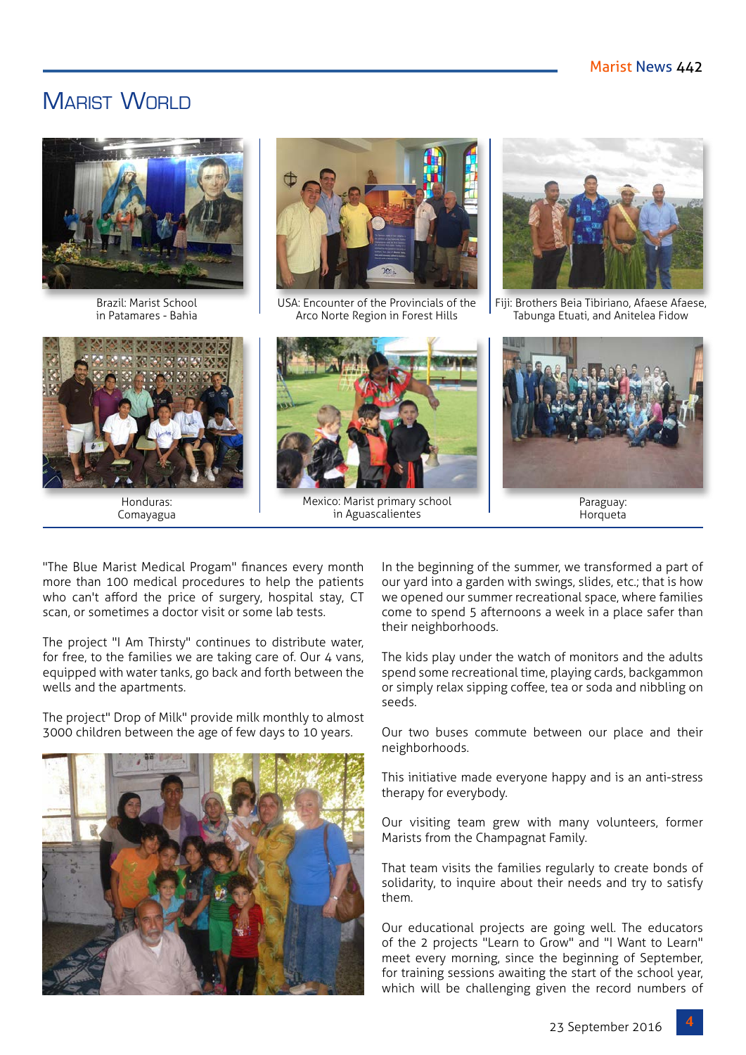# Marist World

Brazil: Marist School in Patamares - Bahia

USA: Encounter of the Provincials of the Arco Norte Region in Forest Hills

Fiji: Brothers Beia Tibiriano, Afaese Afaese, Tabunga Etuati, and Anitelea Fidow

Honduras: Comayagua

Mexico: Marist primary school in Aguascalientes

Paraguay: Horqueta

"The Blue Marist Medical Progam" finances every month more than 100 medical procedures to help the patients who can't afford the price of surgery, hospital stay, CT scan, or sometimes a doctor visit or some lab tests.

The project "I Am Thirsty" continues to distribute water, for free, to the families we are taking care of. Our 4 vans, equipped with water tanks, go back and forth between the wells and the apartments.

The project" Drop of Milk" provide milk monthly to almost 3000 children between the age of few days to 10 years.

In the beginning of the summer, we transformed a part of our yard into a garden with swings, slides, etc.; that is how we opened our summer recreational space, where families come to spend 5 afternoons a week in a place safer than their neighborhoods.

The kids play under the watch of monitors and the adults spend some recreational time, playing cards, backgammon or simply relax sipping coffee, tea or soda and nibbling on seeds.

Our two buses commute between our place and their neighborhoods.

This initiative made everyone happy and is an anti-stress therapy for everybody.

Our visiting team grew with many volunteers, former Marists from the Champagnat Family.

That team visits the families regularly to create bonds of solidarity, to inquire about their needs and try to satisfy them.

Our educational projects are going well. The educators of the 2 projects "Learn to Grow" and "I Want to Learn" meet every morning, since the beginning of September, for training sessions awaiting the start of the school year, which will be challenging given the record numbers of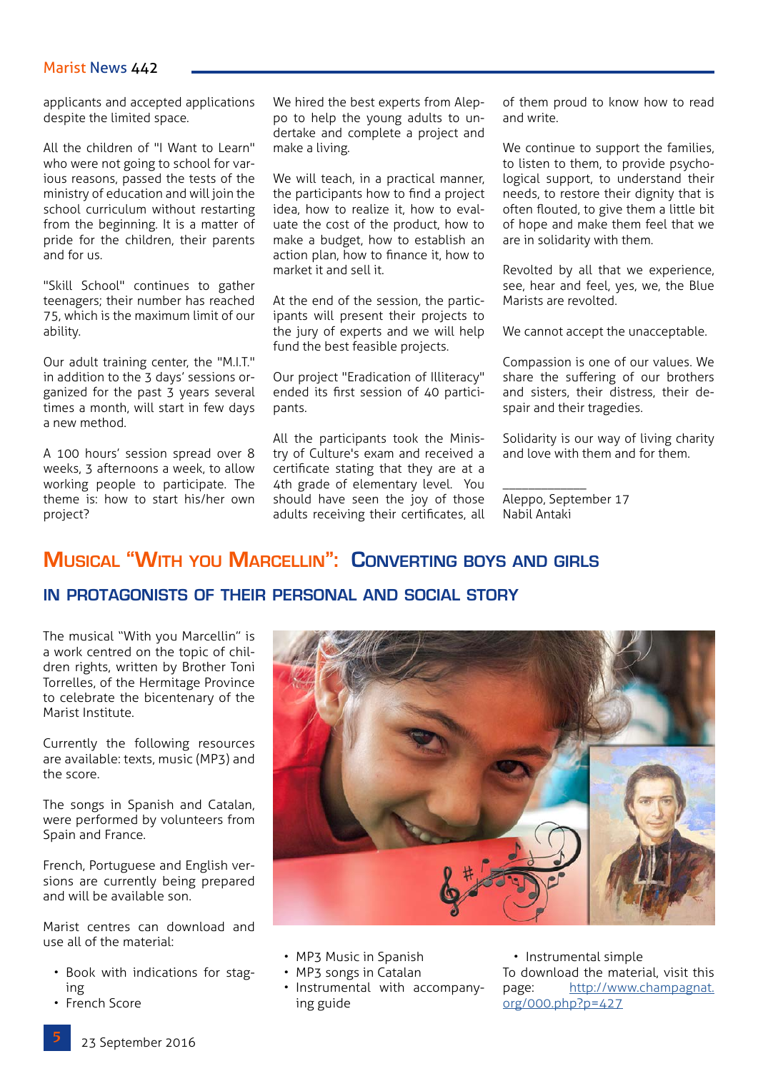applicants and accepted applications despite the limited space.

All the children of "I Want to Learn" who were not going to school for various reasons, passed the tests of the ministry of education and will join the school curriculum without restarting from the beginning. It is a matter of pride for the children, their parents and for us.

"Skill School" continues to gather teenagers; their number has reached 75, which is the maximum limit of our ability.

Our adult training center, the "M.I.T." in addition to the 3 days' sessions organized for the past 3 years several times a month, will start in few days a new method.

A 100 hours' session spread over 8 weeks, 3 afternoons a week, to allow working people to participate. The theme is: how to start his/her own project?

We hired the best experts from Aleppo to help the young adults to undertake and complete a project and make a living.

We will teach, in a practical manner, the participants how to find a project idea, how to realize it, how to evaluate the cost of the product, how to make a budget, how to establish an action plan, how to finance it, how to market it and sell it.

At the end of the session, the participants will present their projects to the jury of experts and we will help fund the best feasible projects.

Our project "Eradication of Illiteracy" ended its first session of 40 participants.

All the participants took the Ministry of Culture's exam and received a certificate stating that they are at a 4th grade of elementary level. You should have seen the joy of those adults receiving their certificates, all of them proud to know how to read and write.

We continue to support the families, to listen to them, to provide psychological support, to understand their needs, to restore their dignity that is often flouted, to give them a little bit of hope and make them feel that we are in solidarity with them.

Revolted by all that we experience, see, hear and feel, yes, we, the Blue Marists are revolted.

We cannot accept the unacceptable.

Compassion is one of our values. We share the suffering of our brothers and sisters, their distress, their despair and their tragedies.

Solidarity is our way of living charity and love with them and for them.

____________

Aleppo, September 17
Nabil Antaki

## Musical "With you Marcellin": Converting boys and girls in protagonists of their personal and social story

The musical "With you Marcellin" is a work centred on the topic of children rights, written by Brother Toni Torrelles, of the Hermitage Province to celebrate the bicentenary of the Marist Institute.

Currently the following resources are available: texts, music (MP3) and the score.

The songs in Spanish and Catalan, were performed by volunteers from Spain and France.

French, Portuguese and English versions are currently being prepared and will be available son.

Marist centres can download and use all of the material:

- Book with indications for staging
- French Score
- MP3 Music in Spanish
- MP3 songs in Catalan
- Instrumental with accompanying guide
- Instrumental simple

To download the material, visit this page: http://www.champagnat.org/000.php?p=427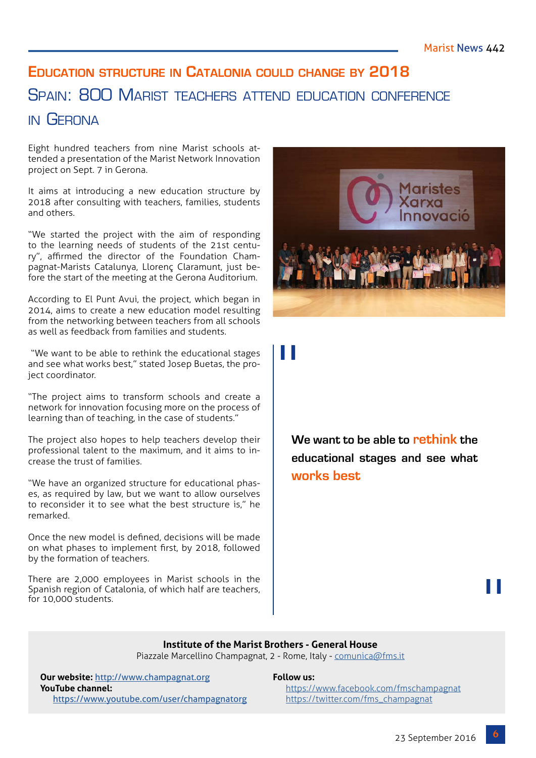# Education structure in Catalonia could change by 2018

## Spain: 800 Marist teachers attend education conference in Gerona

Eight hundred teachers from nine Marist schools attended a presentation of the Marist Network Innovation project on Sept. 7 in Gerona.

It aims at introducing a new education structure by 2018 after consulting with teachers, families, students and others.

"We started the project with the aim of responding to the learning needs of students of the 21st century", affirmed the director of the Foundation Champagnat-Marists Catalunya, Llorenç Claramunt, just before the start of the meeting at the Gerona Auditorium.

According to El Punt Avui, the project, which began in 2014, aims to create a new education model resulting from the networking between teachers from all schools as well as feedback from families and students.

"We want to be able to rethink the educational stages and see what works best," stated Josep Buetas, the project coordinator.

"The project aims to transform schools and create a network for innovation focusing more on the process of learning than of teaching, in the case of students."

The project also hopes to help teachers develop their professional talent to the maximum, and it aims to increase the trust of families.

"We have an organized structure for educational phases, as required by law, but we want to allow ourselves to reconsider it to see what the best structure is," he remarked.

Once the new model is defined, decisions will be made on what phases to implement first, by 2018, followed by the formation of teachers.

There are 2,000 employees in Marist schools in the Spanish region of Catalonia, of which half are teachers, for 10,000 students.

> **We want to be able to rethink the educational stages and see what works best**

**Institute of the Marist Brothers - General House**
Piazzale Marcellino Champagnat, 2 - Rome, Italy - comunica@fms.it

**Our website:** http://www.champagnat.org
**YouTube channel:**
https://www.youtube.com/user/champagnatorg

**Follow us:**
https://www.facebook.com/fmschampagnat
https://twitter.com/fms_champagnat